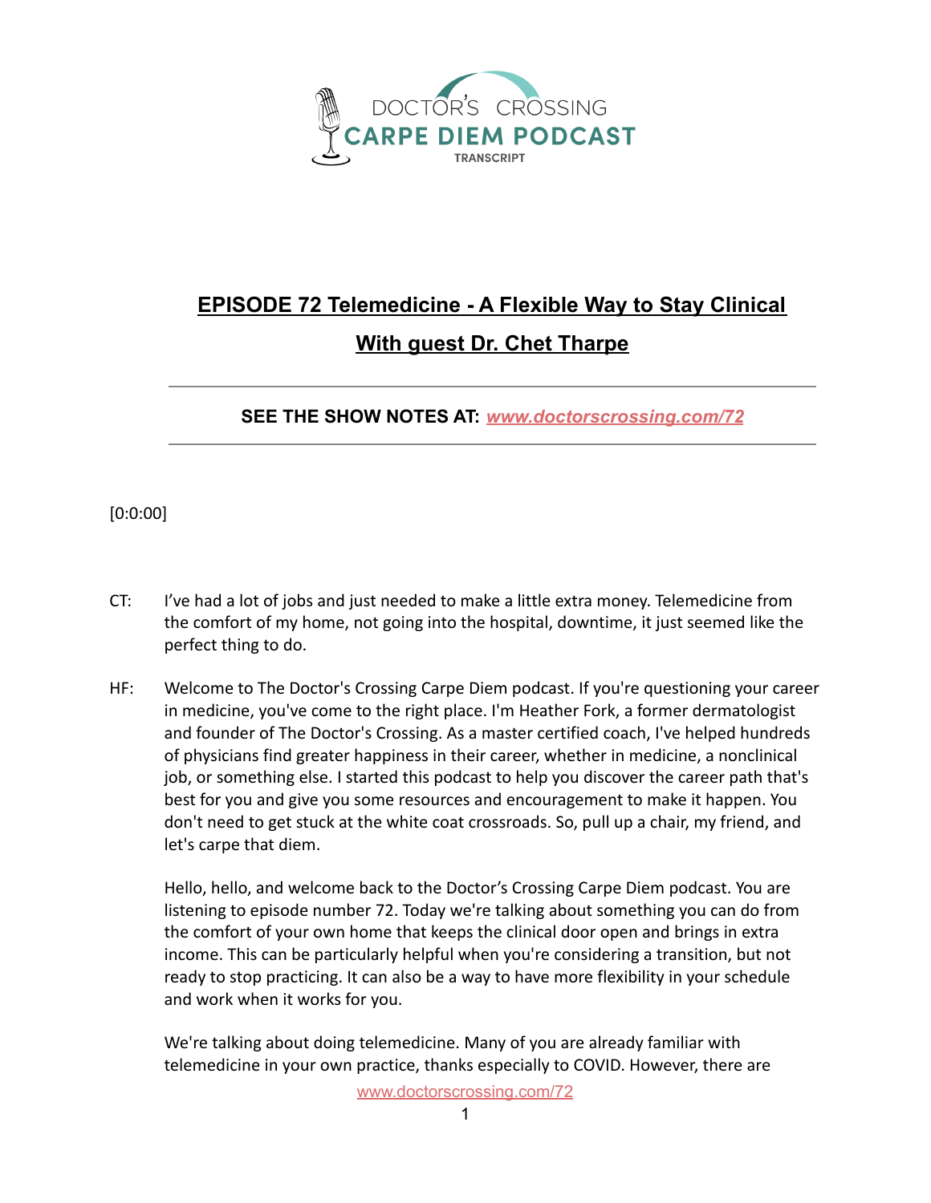DOCTOR'S CROSSING
CARPE DIEM PODCAST
TRANSCRIPT

# EPISODE 72 Telemedicine - A Flexible Way to Stay Clinical

## With guest Dr. Chet Tharpe

---

**SEE THE SHOW NOTES AT:** ***[www.doctorscrossing.com/72](http://www.doctorscrossing.com/72)***

---

[0:0:00]

CT: I've had a lot of jobs and just needed to make a little extra money. Telemedicine from the comfort of my home, not going into the hospital, downtime, it just seemed like the perfect thing to do.

HF: Welcome to The Doctor's Crossing Carpe Diem podcast. If you're questioning your career in medicine, you've come to the right place. I'm Heather Fork, a former dermatologist and founder of The Doctor's Crossing. As a master certified coach, I've helped hundreds of physicians find greater happiness in their career, whether in medicine, a nonclinical job, or something else. I started this podcast to help you discover the career path that's best for you and give you some resources and encouragement to make it happen. You don't need to get stuck at the white coat crossroads. So, pull up a chair, my friend, and let's carpe that diem.

Hello, hello, and welcome back to the Doctor's Crossing Carpe Diem podcast. You are listening to episode number 72. Today we're talking about something you can do from the comfort of your own home that keeps the clinical door open and brings in extra income. This can be particularly helpful when you're considering a transition, but not ready to stop practicing. It can also be a way to have more flexibility in your schedule and work when it works for you.

We're talking about doing telemedicine. Many of you are already familiar with telemedicine in your own practice, thanks especially to COVID. However, there are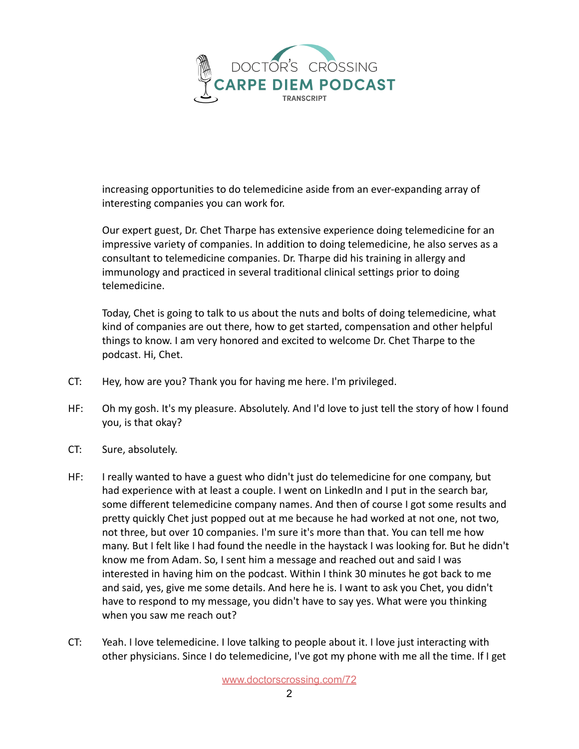increasing opportunities to do telemedicine aside from an ever-expanding array of interesting companies you can work for.

Our expert guest, Dr. Chet Tharpe has extensive experience doing telemedicine for an impressive variety of companies. In addition to doing telemedicine, he also serves as a consultant to telemedicine companies. Dr. Tharpe did his training in allergy and immunology and practiced in several traditional clinical settings prior to doing telemedicine.

Today, Chet is going to talk to us about the nuts and bolts of doing telemedicine, what kind of companies are out there, how to get started, compensation and other helpful things to know. I am very honored and excited to welcome Dr. Chet Tharpe to the podcast. Hi, Chet.

CT: Hey, how are you? Thank you for having me here. I'm privileged.

HF: Oh my gosh. It's my pleasure. Absolutely. And I'd love to just tell the story of how I found you, is that okay?

CT: Sure, absolutely.

HF: I really wanted to have a guest who didn't just do telemedicine for one company, but had experience with at least a couple. I went on LinkedIn and I put in the search bar, some different telemedicine company names. And then of course I got some results and pretty quickly Chet just popped out at me because he had worked at not one, not two, not three, but over 10 companies. I'm sure it's more than that. You can tell me how many. But I felt like I had found the needle in the haystack I was looking for. But he didn't know me from Adam. So, I sent him a message and reached out and said I was interested in having him on the podcast. Within I think 30 minutes he got back to me and said, yes, give me some details. And here he is. I want to ask you Chet, you didn't have to respond to my message, you didn't have to say yes. What were you thinking when you saw me reach out?

CT: Yeah. I love telemedicine. I love talking to people about it. I love just interacting with other physicians. Since I do telemedicine, I've got my phone with me all the time. If I get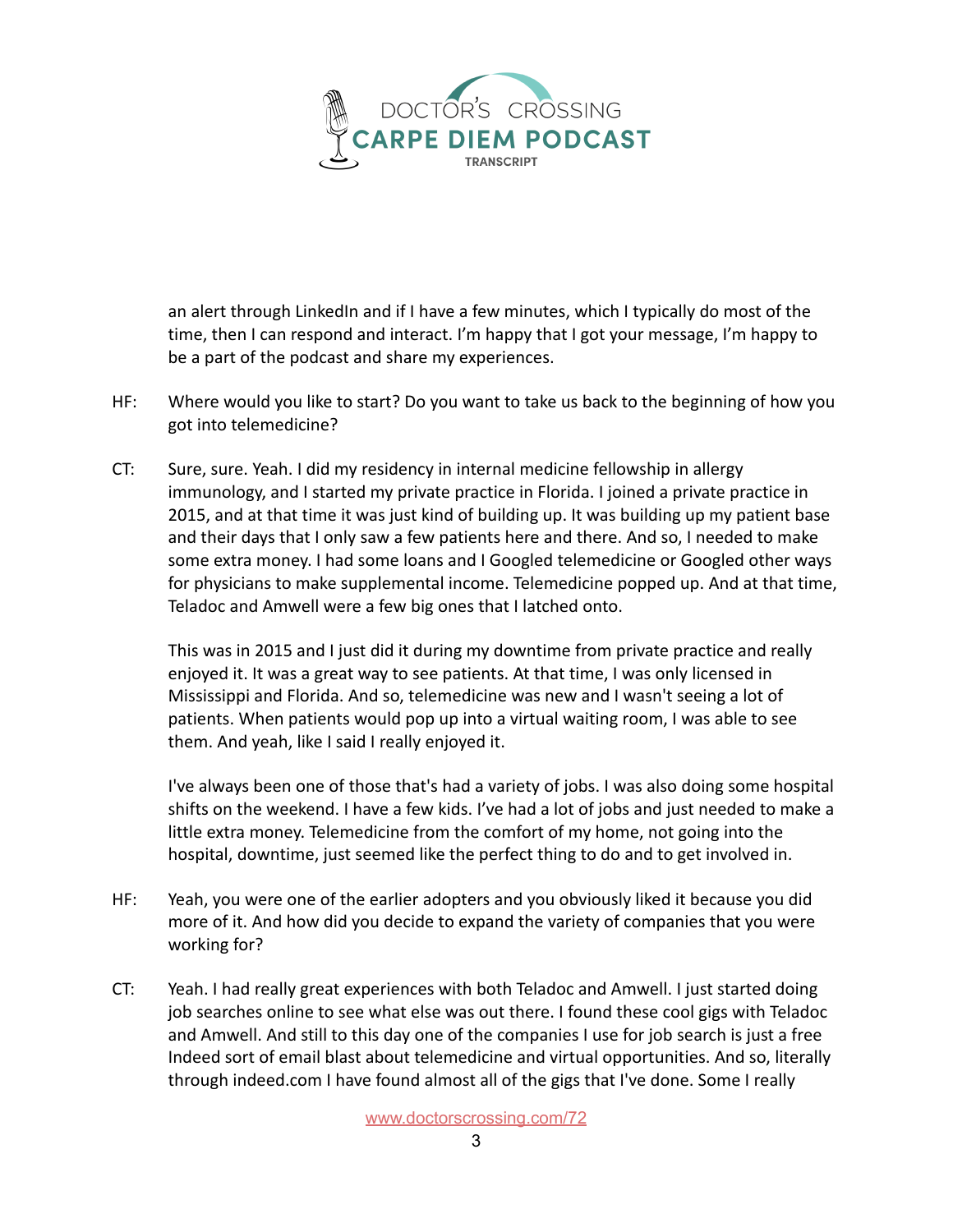an alert through LinkedIn and if I have a few minutes, which I typically do most of the time, then I can respond and interact. I'm happy that I got your message, I'm happy to be a part of the podcast and share my experiences.

HF: Where would you like to start? Do you want to take us back to the beginning of how you got into telemedicine?

CT: Sure, sure. Yeah. I did my residency in internal medicine fellowship in allergy immunology, and I started my private practice in Florida. I joined a private practice in 2015, and at that time it was just kind of building up. It was building up my patient base and their days that I only saw a few patients here and there. And so, I needed to make some extra money. I had some loans and I Googled telemedicine or Googled other ways for physicians to make supplemental income. Telemedicine popped up. And at that time, Teladoc and Amwell were a few big ones that I latched onto.

This was in 2015 and I just did it during my downtime from private practice and really enjoyed it. It was a great way to see patients. At that time, I was only licensed in Mississippi and Florida. And so, telemedicine was new and I wasn't seeing a lot of patients. When patients would pop up into a virtual waiting room, I was able to see them. And yeah, like I said I really enjoyed it.

I've always been one of those that's had a variety of jobs. I was also doing some hospital shifts on the weekend. I have a few kids. I've had a lot of jobs and just needed to make a little extra money. Telemedicine from the comfort of my home, not going into the hospital, downtime, just seemed like the perfect thing to do and to get involved in.

HF: Yeah, you were one of the earlier adopters and you obviously liked it because you did more of it. And how did you decide to expand the variety of companies that you were working for?

CT: Yeah. I had really great experiences with both Teladoc and Amwell. I just started doing job searches online to see what else was out there. I found these cool gigs with Teladoc and Amwell. And still to this day one of the companies I use for job search is just a free Indeed sort of email blast about telemedicine and virtual opportunities. And so, literally through indeed.com I have found almost all of the gigs that I've done. Some I really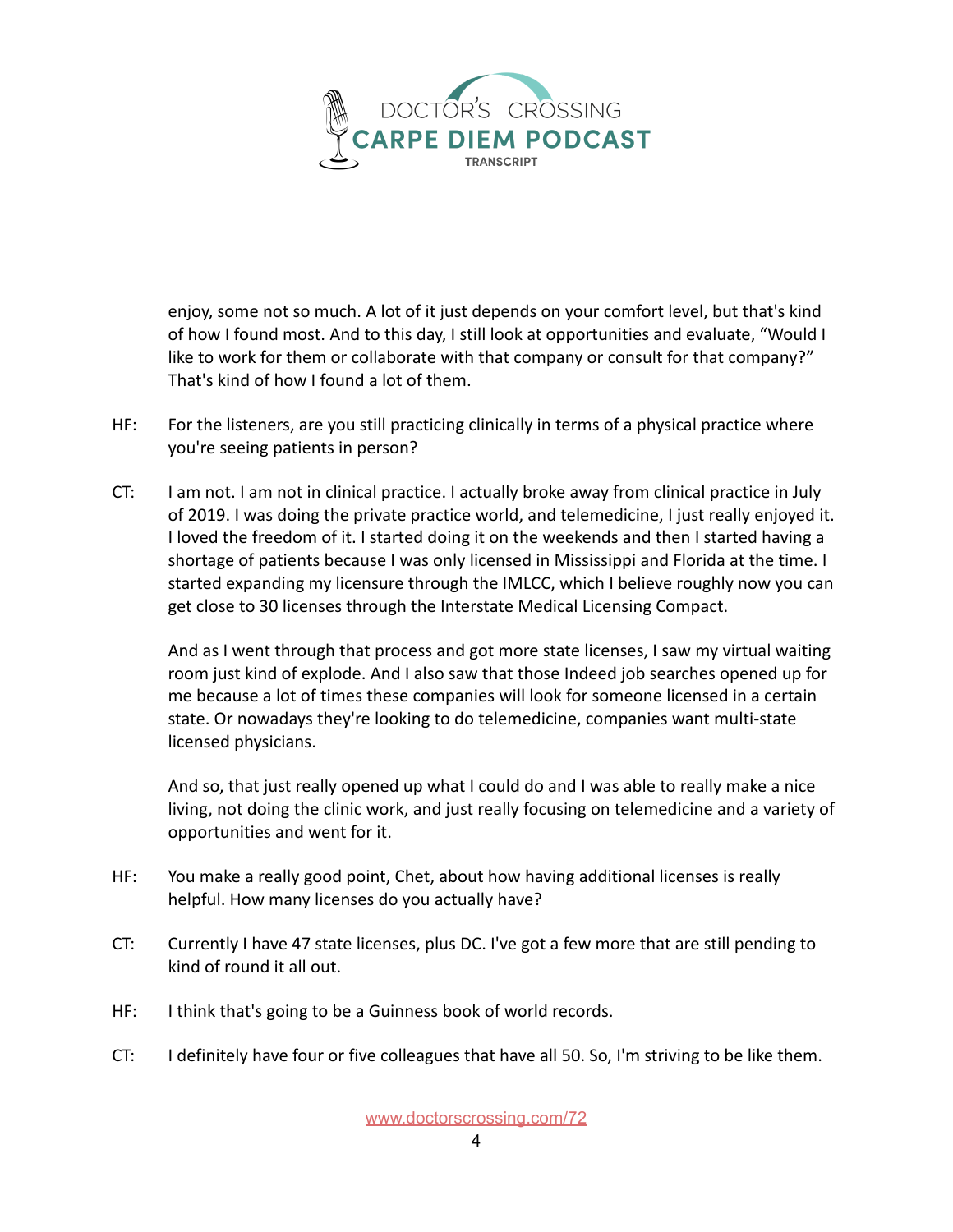enjoy, some not so much. A lot of it just depends on your comfort level, but that's kind of how I found most. And to this day, I still look at opportunities and evaluate, "Would I like to work for them or collaborate with that company or consult for that company?" That's kind of how I found a lot of them.

HF: For the listeners, are you still practicing clinically in terms of a physical practice where you're seeing patients in person?

CT: I am not. I am not in clinical practice. I actually broke away from clinical practice in July of 2019. I was doing the private practice world, and telemedicine, I just really enjoyed it. I loved the freedom of it. I started doing it on the weekends and then I started having a shortage of patients because I was only licensed in Mississippi and Florida at the time. I started expanding my licensure through the IMLCC, which I believe roughly now you can get close to 30 licenses through the Interstate Medical Licensing Compact.

And as I went through that process and got more state licenses, I saw my virtual waiting room just kind of explode. And I also saw that those Indeed job searches opened up for me because a lot of times these companies will look for someone licensed in a certain state. Or nowadays they're looking to do telemedicine, companies want multi-state licensed physicians.

And so, that just really opened up what I could do and I was able to really make a nice living, not doing the clinic work, and just really focusing on telemedicine and a variety of opportunities and went for it.

HF: You make a really good point, Chet, about how having additional licenses is really helpful. How many licenses do you actually have?

CT: Currently I have 47 state licenses, plus DC. I've got a few more that are still pending to kind of round it all out.

HF: I think that's going to be a Guinness book of world records.

CT: I definitely have four or five colleagues that have all 50. So, I'm striving to be like them.

www.doctorscrossing.com/72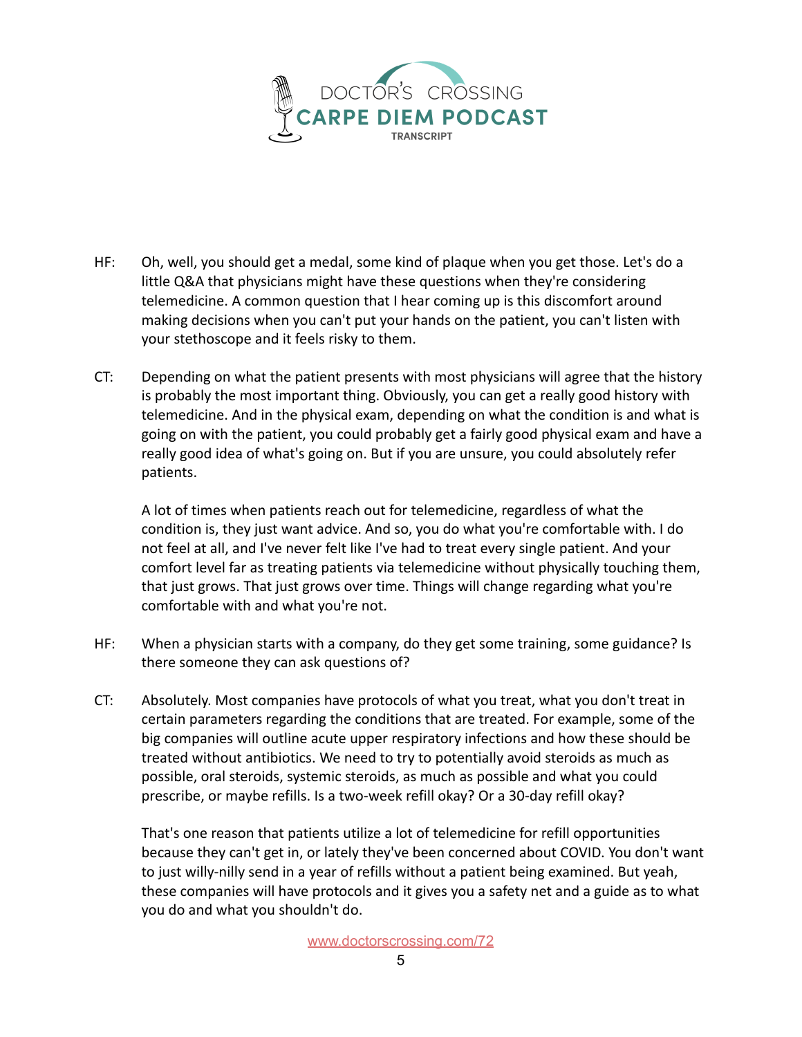HF: Oh, well, you should get a medal, some kind of plaque when you get those. Let's do a little Q&A that physicians might have these questions when they're considering telemedicine. A common question that I hear coming up is this discomfort around making decisions when you can't put your hands on the patient, you can't listen with your stethoscope and it feels risky to them.

CT: Depending on what the patient presents with most physicians will agree that the history is probably the most important thing. Obviously, you can get a really good history with telemedicine. And in the physical exam, depending on what the condition is and what is going on with the patient, you could probably get a fairly good physical exam and have a really good idea of what's going on. But if you are unsure, you could absolutely refer patients.

A lot of times when patients reach out for telemedicine, regardless of what the condition is, they just want advice. And so, you do what you're comfortable with. I do not feel at all, and I've never felt like I've had to treat every single patient. And your comfort level far as treating patients via telemedicine without physically touching them, that just grows. That just grows over time. Things will change regarding what you're comfortable with and what you're not.

HF: When a physician starts with a company, do they get some training, some guidance? Is there someone they can ask questions of?

CT: Absolutely. Most companies have protocols of what you treat, what you don't treat in certain parameters regarding the conditions that are treated. For example, some of the big companies will outline acute upper respiratory infections and how these should be treated without antibiotics. We need to try to potentially avoid steroids as much as possible, oral steroids, systemic steroids, as much as possible and what you could prescribe, or maybe refills. Is a two-week refill okay? Or a 30-day refill okay?

That's one reason that patients utilize a lot of telemedicine for refill opportunities because they can't get in, or lately they've been concerned about COVID. You don't want to just willy-nilly send in a year of refills without a patient being examined. But yeah, these companies will have protocols and it gives you a safety net and a guide as to what you do and what you shouldn't do.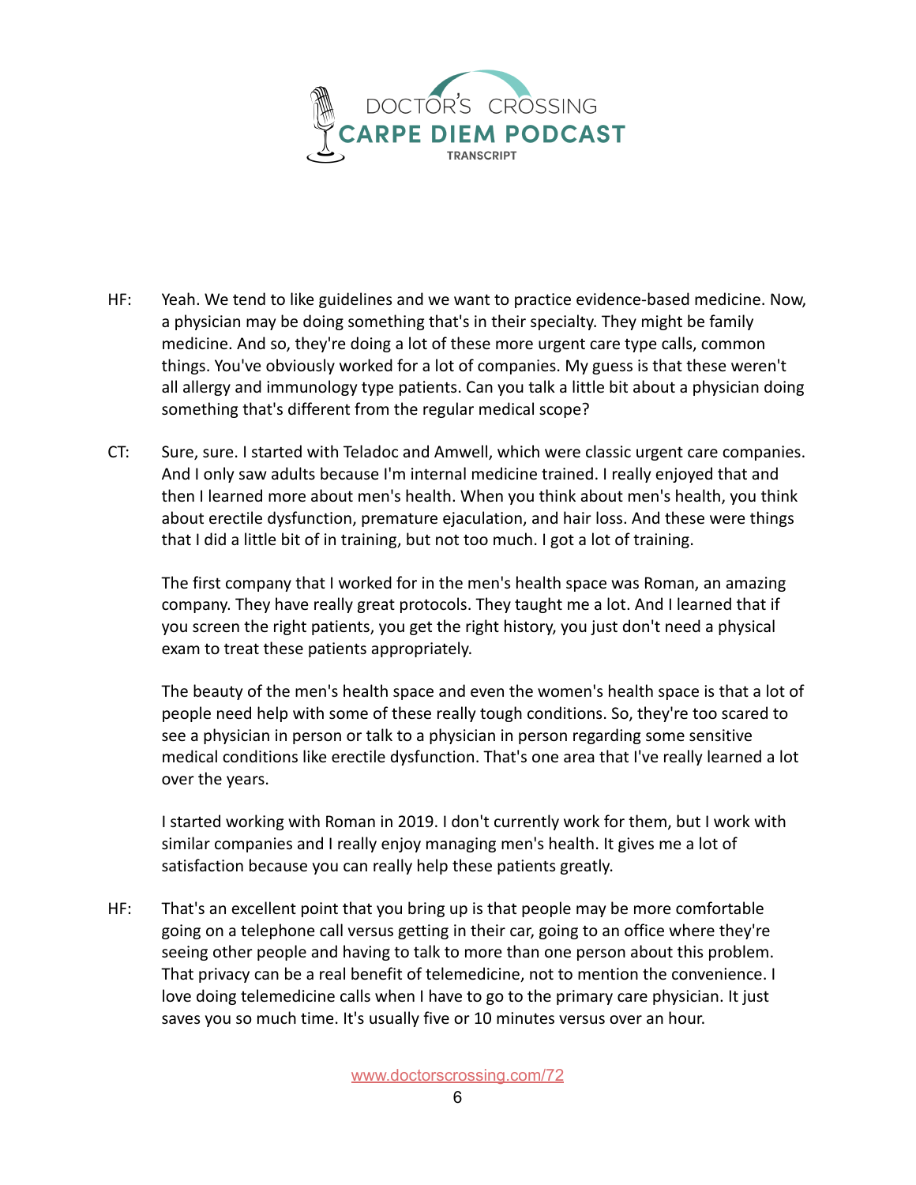HF: Yeah. We tend to like guidelines and we want to practice evidence-based medicine. Now, a physician may be doing something that's in their specialty. They might be family medicine. And so, they're doing a lot of these more urgent care type calls, common things. You've obviously worked for a lot of companies. My guess is that these weren't all allergy and immunology type patients. Can you talk a little bit about a physician doing something that's different from the regular medical scope?

CT: Sure, sure. I started with Teladoc and Amwell, which were classic urgent care companies. And I only saw adults because I'm internal medicine trained. I really enjoyed that and then I learned more about men's health. When you think about men's health, you think about erectile dysfunction, premature ejaculation, and hair loss. And these were things that I did a little bit of in training, but not too much. I got a lot of training.

The first company that I worked for in the men's health space was Roman, an amazing company. They have really great protocols. They taught me a lot. And I learned that if you screen the right patients, you get the right history, you just don't need a physical exam to treat these patients appropriately.

The beauty of the men's health space and even the women's health space is that a lot of people need help with some of these really tough conditions. So, they're too scared to see a physician in person or talk to a physician in person regarding some sensitive medical conditions like erectile dysfunction. That's one area that I've really learned a lot over the years.

I started working with Roman in 2019. I don't currently work for them, but I work with similar companies and I really enjoy managing men's health. It gives me a lot of satisfaction because you can really help these patients greatly.

HF: That's an excellent point that you bring up is that people may be more comfortable going on a telephone call versus getting in their car, going to an office where they're seeing other people and having to talk to more than one person about this problem. That privacy can be a real benefit of telemedicine, not to mention the convenience. I love doing telemedicine calls when I have to go to the primary care physician. It just saves you so much time. It's usually five or 10 minutes versus over an hour.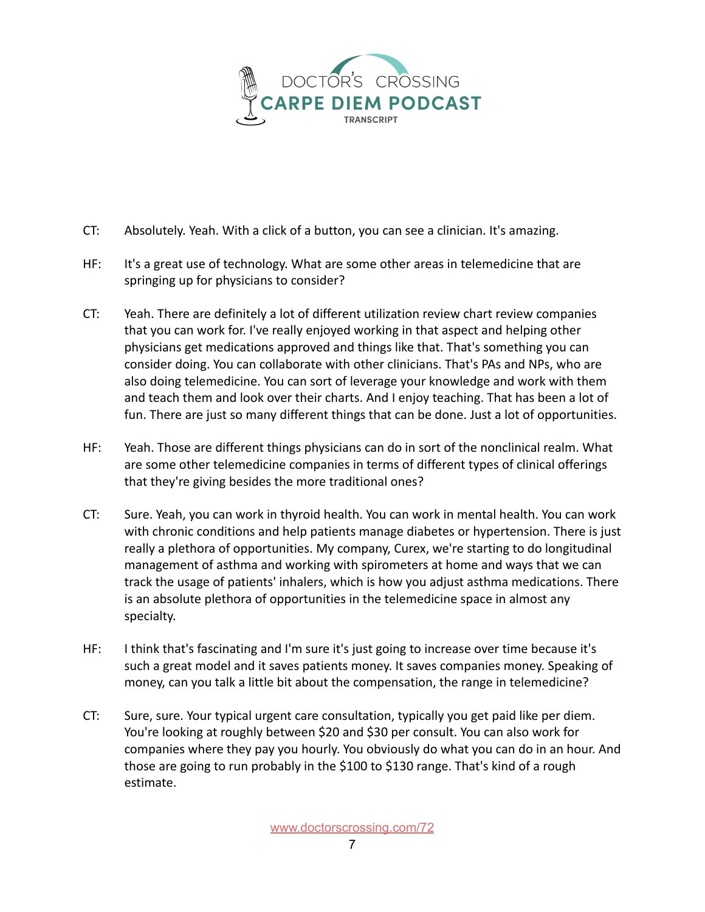CT: Absolutely. Yeah. With a click of a button, you can see a clinician. It's amazing.

HF: It's a great use of technology. What are some other areas in telemedicine that are springing up for physicians to consider?

CT: Yeah. There are definitely a lot of different utilization review chart review companies that you can work for. I've really enjoyed working in that aspect and helping other physicians get medications approved and things like that. That's something you can consider doing. You can collaborate with other clinicians. That's PAs and NPs, who are also doing telemedicine. You can sort of leverage your knowledge and work with them and teach them and look over their charts. And I enjoy teaching. That has been a lot of fun. There are just so many different things that can be done. Just a lot of opportunities.

HF: Yeah. Those are different things physicians can do in sort of the nonclinical realm. What are some other telemedicine companies in terms of different types of clinical offerings that they're giving besides the more traditional ones?

CT: Sure. Yeah, you can work in thyroid health. You can work in mental health. You can work with chronic conditions and help patients manage diabetes or hypertension. There is just really a plethora of opportunities. My company, Curex, we're starting to do longitudinal management of asthma and working with spirometers at home and ways that we can track the usage of patients' inhalers, which is how you adjust asthma medications. There is an absolute plethora of opportunities in the telemedicine space in almost any specialty.

HF: I think that's fascinating and I'm sure it's just going to increase over time because it's such a great model and it saves patients money. It saves companies money. Speaking of money, can you talk a little bit about the compensation, the range in telemedicine?

CT: Sure, sure. Your typical urgent care consultation, typically you get paid like per diem. You're looking at roughly between $20 and $30 per consult. You can also work for companies where they pay you hourly. You obviously do what you can do in an hour. And those are going to run probably in the $100 to $130 range. That's kind of a rough estimate.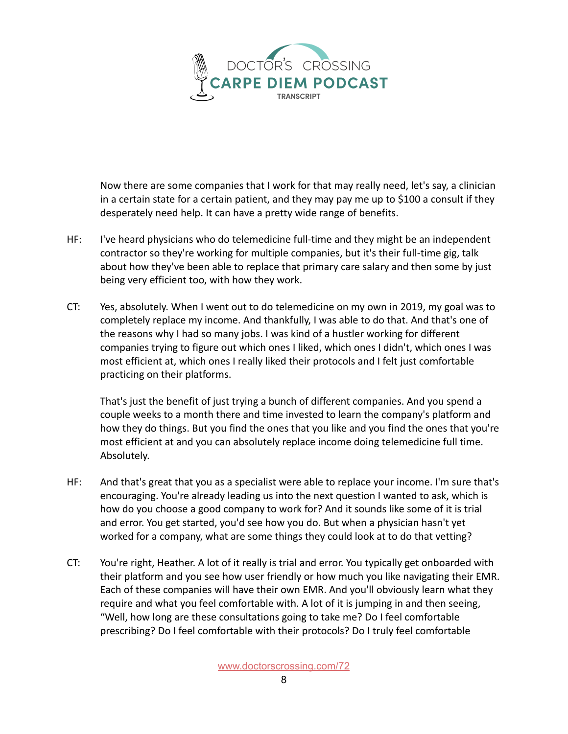Now there are some companies that I work for that may really need, let's say, a clinician in a certain state for a certain patient, and they may pay me up to $100 a consult if they desperately need help. It can have a pretty wide range of benefits.

HF: I've heard physicians who do telemedicine full-time and they might be an independent contractor so they're working for multiple companies, but it's their full-time gig, talk about how they've been able to replace that primary care salary and then some by just being very efficient too, with how they work.

CT: Yes, absolutely. When I went out to do telemedicine on my own in 2019, my goal was to completely replace my income. And thankfully, I was able to do that. And that's one of the reasons why I had so many jobs. I was kind of a hustler working for different companies trying to figure out which ones I liked, which ones I didn't, which ones I was most efficient at, which ones I really liked their protocols and I felt just comfortable practicing on their platforms.

That's just the benefit of just trying a bunch of different companies. And you spend a couple weeks to a month there and time invested to learn the company's platform and how they do things. But you find the ones that you like and you find the ones that you're most efficient at and you can absolutely replace income doing telemedicine full time. Absolutely.

HF: And that's great that you as a specialist were able to replace your income. I'm sure that's encouraging. You're already leading us into the next question I wanted to ask, which is how do you choose a good company to work for? And it sounds like some of it is trial and error. You get started, you'd see how you do. But when a physician hasn't yet worked for a company, what are some things they could look at to do that vetting?

CT: You're right, Heather. A lot of it really is trial and error. You typically get onboarded with their platform and you see how user friendly or how much you like navigating their EMR. Each of these companies will have their own EMR. And you'll obviously learn what they require and what you feel comfortable with. A lot of it is jumping in and then seeing, "Well, how long are these consultations going to take me? Do I feel comfortable prescribing? Do I feel comfortable with their protocols? Do I truly feel comfortable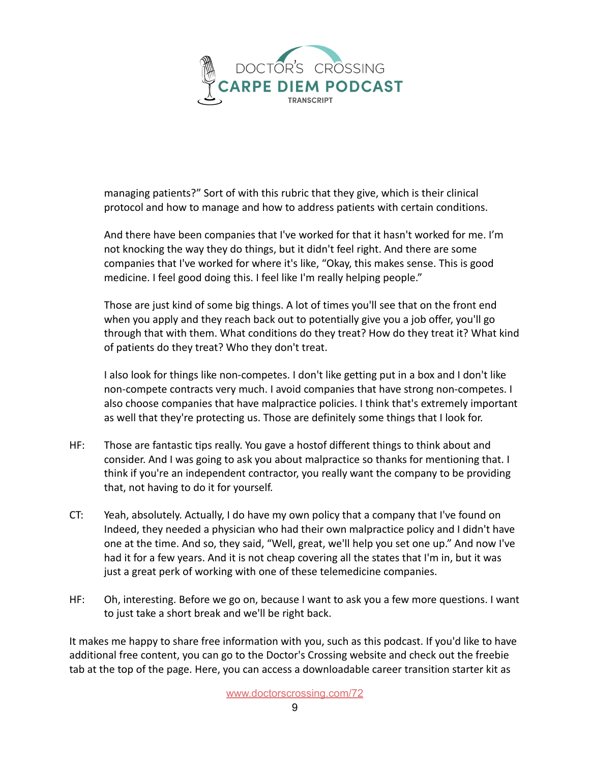managing patients?" Sort of with this rubric that they give, which is their clinical protocol and how to manage and how to address patients with certain conditions.

And there have been companies that I've worked for that it hasn't worked for me. I'm not knocking the way they do things, but it didn't feel right. And there are some companies that I've worked for where it's like, "Okay, this makes sense. This is good medicine. I feel good doing this. I feel like I'm really helping people."

Those are just kind of some big things. A lot of times you'll see that on the front end when you apply and they reach back out to potentially give you a job offer, you'll go through that with them. What conditions do they treat? How do they treat it? What kind of patients do they treat? Who they don't treat.

I also look for things like non-competes. I don't like getting put in a box and I don't like non-compete contracts very much. I avoid companies that have strong non-competes. I also choose companies that have malpractice policies. I think that's extremely important as well that they're protecting us. Those are definitely some things that I look for.

HF: Those are fantastic tips really. You gave a hostof different things to think about and consider. And I was going to ask you about malpractice so thanks for mentioning that. I think if you're an independent contractor, you really want the company to be providing that, not having to do it for yourself.

CT: Yeah, absolutely. Actually, I do have my own policy that a company that I've found on Indeed, they needed a physician who had their own malpractice policy and I didn't have one at the time. And so, they said, "Well, great, we'll help you set one up." And now I've had it for a few years. And it is not cheap covering all the states that I'm in, but it was just a great perk of working with one of these telemedicine companies.

HF: Oh, interesting. Before we go on, because I want to ask you a few more questions. I want to just take a short break and we'll be right back.

It makes me happy to share free information with you, such as this podcast. If you'd like to have additional free content, you can go to the Doctor's Crossing website and check out the freebie tab at the top of the page. Here, you can access a downloadable career transition starter kit as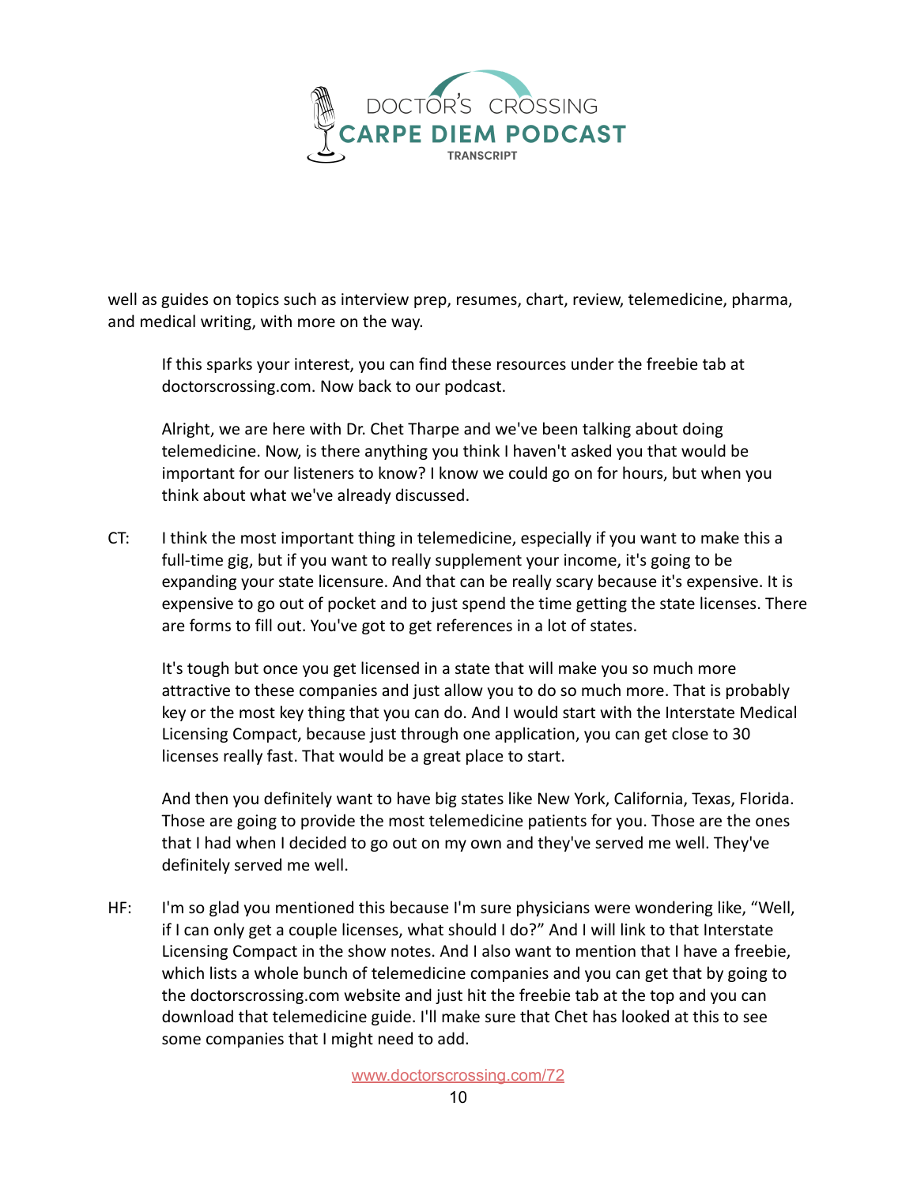well as guides on topics such as interview prep, resumes, chart, review, telemedicine, pharma, and medical writing, with more on the way.

If this sparks your interest, you can find these resources under the freebie tab at doctorscrossing.com. Now back to our podcast.

Alright, we are here with Dr. Chet Tharpe and we've been talking about doing telemedicine. Now, is there anything you think I haven't asked you that would be important for our listeners to know? I know we could go on for hours, but when you think about what we've already discussed.

CT: I think the most important thing in telemedicine, especially if you want to make this a full-time gig, but if you want to really supplement your income, it's going to be expanding your state licensure. And that can be really scary because it's expensive. It is expensive to go out of pocket and to just spend the time getting the state licenses. There are forms to fill out. You've got to get references in a lot of states.

It's tough but once you get licensed in a state that will make you so much more attractive to these companies and just allow you to do so much more. That is probably key or the most key thing that you can do. And I would start with the Interstate Medical Licensing Compact, because just through one application, you can get close to 30 licenses really fast. That would be a great place to start.

And then you definitely want to have big states like New York, California, Texas, Florida. Those are going to provide the most telemedicine patients for you. Those are the ones that I had when I decided to go out on my own and they've served me well. They've definitely served me well.

HF: I'm so glad you mentioned this because I'm sure physicians were wondering like, "Well, if I can only get a couple licenses, what should I do?" And I will link to that Interstate Licensing Compact in the show notes. And I also want to mention that I have a freebie, which lists a whole bunch of telemedicine companies and you can get that by going to the doctorscrossing.com website and just hit the freebie tab at the top and you can download that telemedicine guide. I'll make sure that Chet has looked at this to see some companies that I might need to add.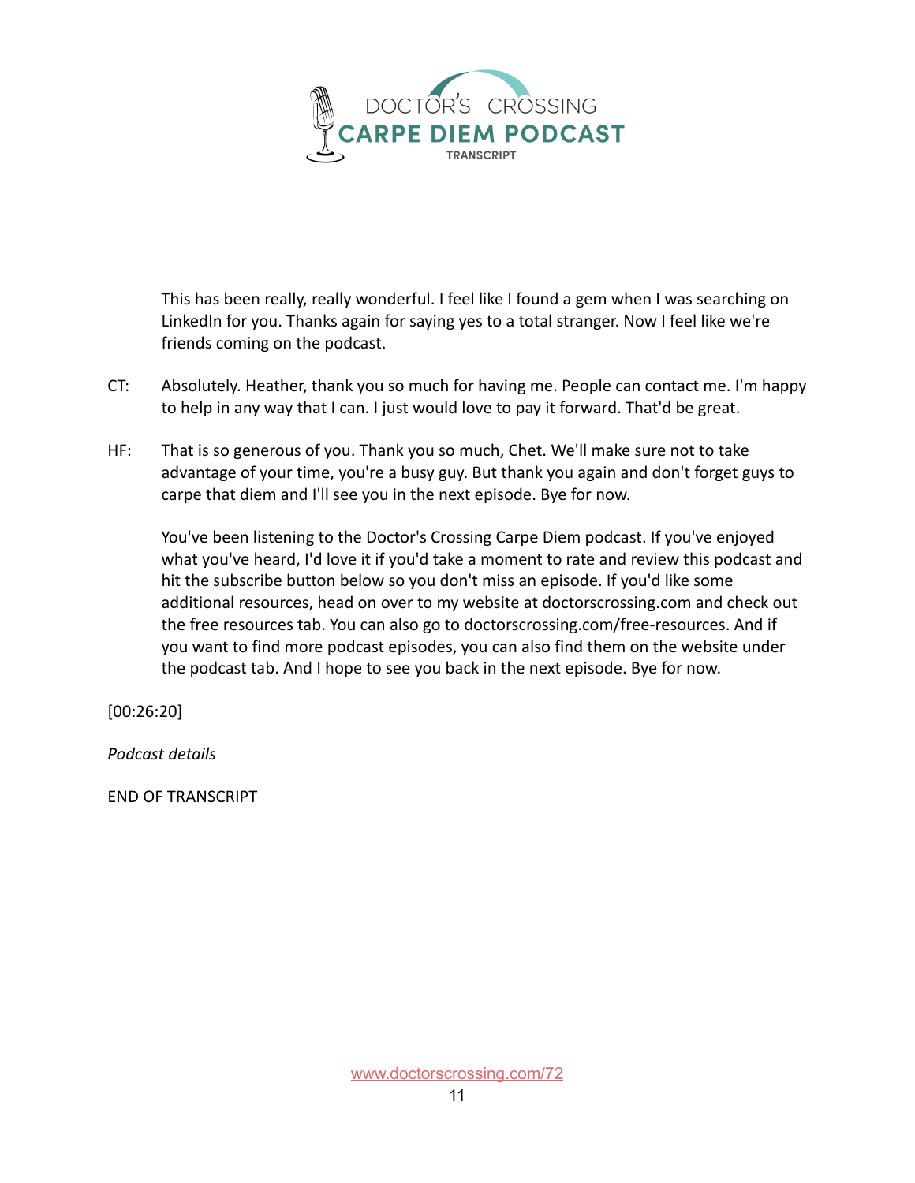This has been really, really wonderful. I feel like I found a gem when I was searching on LinkedIn for you. Thanks again for saying yes to a total stranger. Now I feel like we're friends coming on the podcast.

CT: Absolutely. Heather, thank you so much for having me. People can contact me. I'm happy to help in any way that I can. I just would love to pay it forward. That'd be great.

HF: That is so generous of you. Thank you so much, Chet. We'll make sure not to take advantage of your time, you're a busy guy. But thank you again and don't forget guys to carpe that diem and I'll see you in the next episode. Bye for now.

You've been listening to the Doctor's Crossing Carpe Diem podcast. If you've enjoyed what you've heard, I'd love it if you'd take a moment to rate and review this podcast and hit the subscribe button below so you don't miss an episode. If you'd like some additional resources, head on over to my website at doctorscrossing.com and check out the free resources tab. You can also go to doctorscrossing.com/free-resources. And if you want to find more podcast episodes, you can also find them on the website under the podcast tab. And I hope to see you back in the next episode. Bye for now.

[00:26:20]

*Podcast details*

END OF TRANSCRIPT